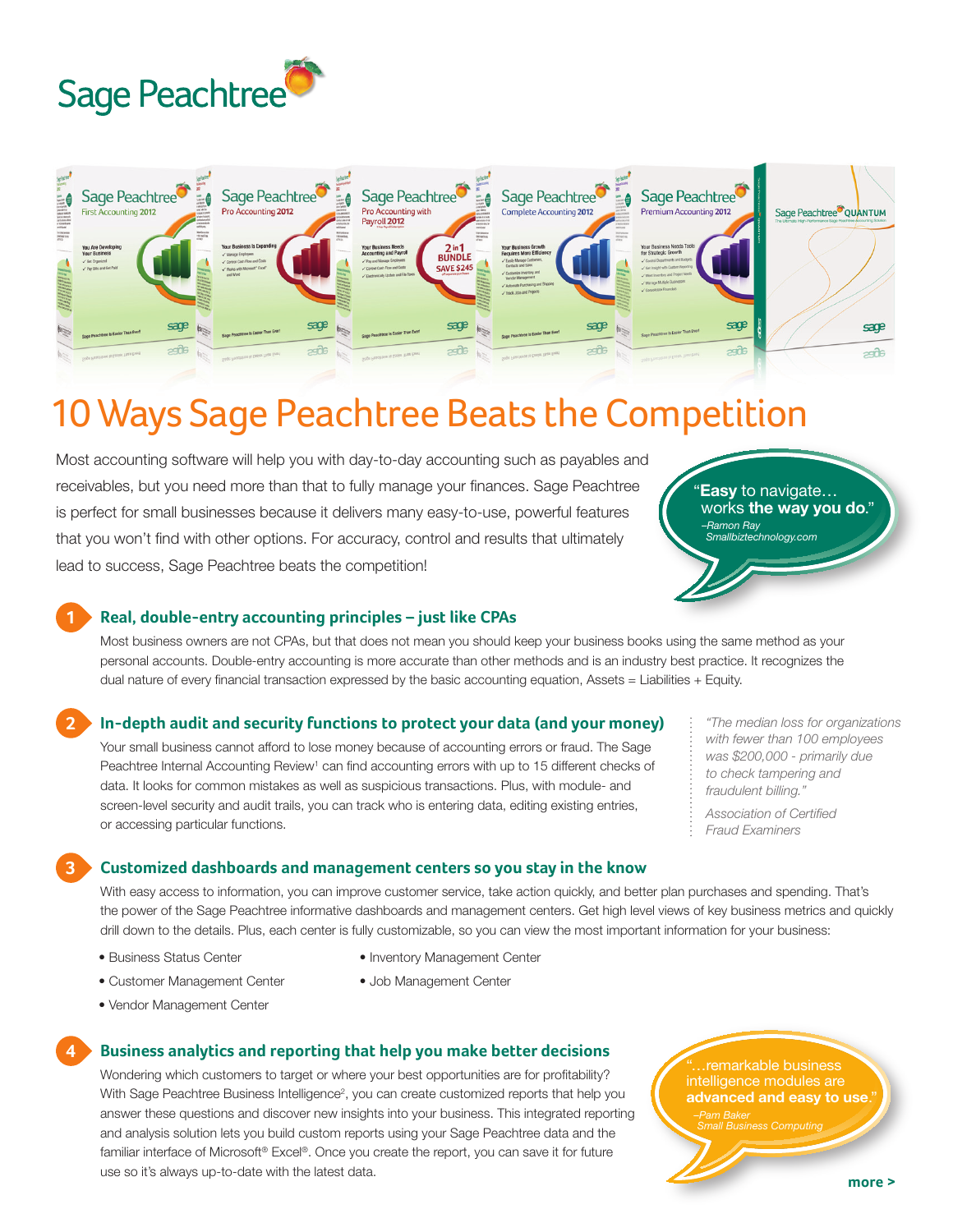# Sage Peachtree

# 10 Ways Sage Peachtree Beats the Competition

Most accounting software will help you with day-to-day accounting such as payables and receivables, but you need more than that to fully manage your finances. Sage Peachtree is perfect for small businesses because it delivers many easy-to-use, powerful features that you won't find with other options. For accuracy, control and results that ultimately lead to success, Sage Peachtree beats the competition!

> "**Easy** to navigate… works **the way you do**."
> *–Ramon Ray*
> *Smallbiztechnology.com*

## 1 Real, double-entry accounting principles – just like CPAs

Most business owners are not CPAs, but that does not mean you should keep your business books using the same method as your personal accounts. Double-entry accounting is more accurate than other methods and is an industry best practice. It recognizes the dual nature of every financial transaction expressed by the basic accounting equation, Assets = Liabilities + Equity.

## 2 In-depth audit and security functions to protect your data (and your money)

Your small business cannot afford to lose money because of accounting errors or fraud. The Sage Peachtree Internal Accounting Review[1] can find accounting errors with up to 15 different checks of data. It looks for common mistakes as well as suspicious transactions. Plus, with module- and screen-level security and audit trails, you can track who is entering data, editing existing entries, or accessing particular functions.

> *"The median loss for organizations with fewer than 100 employees was $200,000 - primarily due to check tampering and fraudulent billing."*
>
> *Association of Certified Fraud Examiners*

## 3 Customized dashboards and management centers so you stay in the know

With easy access to information, you can improve customer service, take action quickly, and better plan purchases and spending. That's the power of the Sage Peachtree informative dashboards and management centers. Get high level views of key business metrics and quickly drill down to the details. Plus, each center is fully customizable, so you can view the most important information for your business:

- Business Status Center
- Customer Management Center
- Vendor Management Center
- Inventory Management Center
- Job Management Center

## 4 Business analytics and reporting that help you make better decisions

Wondering which customers to target or where your best opportunities are for profitability? With Sage Peachtree Business Intelligence[2], you can create customized reports that help you answer these questions and discover new insights into your business. This integrated reporting and analysis solution lets you build custom reports using your Sage Peachtree data and the familiar interface of Microsoft® Excel®. Once you create the report, you can save it for future use so it's always up-to-date with the latest data.

> "…remarkable business intelligence modules are **advanced and easy to use**."
> *–Pam Baker*
> *Small Business Computing*

**more >**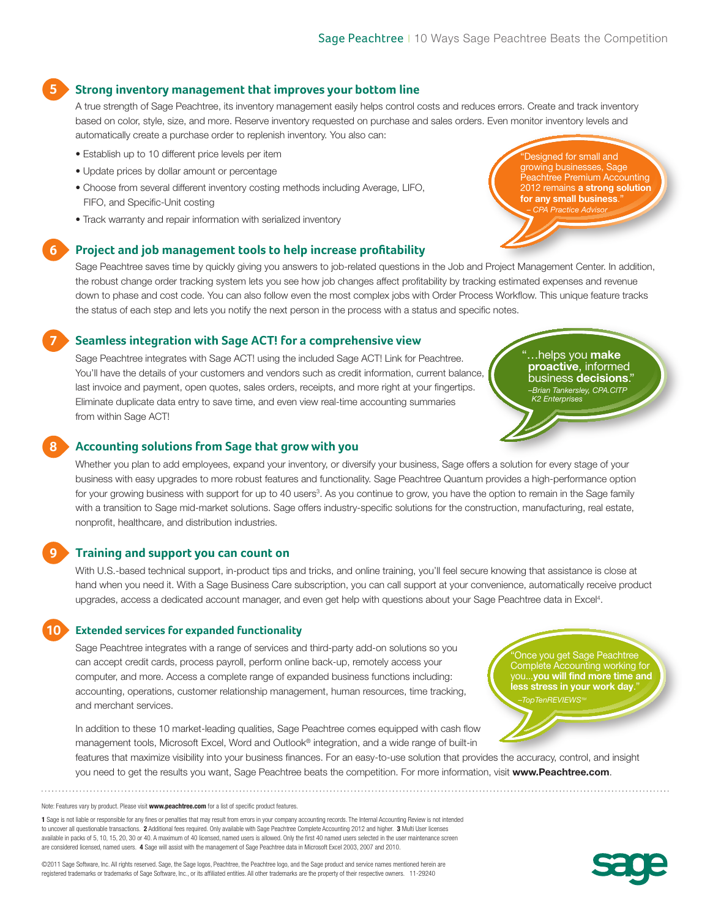## 5 Strong inventory management that improves your bottom line

A true strength of Sage Peachtree, its inventory management easily helps control costs and reduces errors. Create and track inventory based on color, style, size, and more. Reserve inventory requested on purchase and sales orders. Even monitor inventory levels and automatically create a purchase order to replenish inventory. You also can:

- Establish up to 10 different price levels per item
- Update prices by dollar amount or percentage
- Choose from several different inventory costing methods including Average, LIFO, FIFO, and Specific-Unit costing
- Track warranty and repair information with serialized inventory

"Designed for small and growing businesses, Sage Peachtree Premium Accounting 2012 remains **a strong solution for any small business**."
*– CPA Practice Advisor*

## 6 Project and job management tools to help increase profitability

Sage Peachtree saves time by quickly giving you answers to job-related questions in the Job and Project Management Center. In addition, the robust change order tracking system lets you see how job changes affect profitability by tracking estimated expenses and revenue down to phase and cost code. You can also follow even the most complex jobs with Order Process Workflow. This unique feature tracks the status of each step and lets you notify the next person in the process with a status and specific notes.

## 7 Seamless integration with Sage ACT! for a comprehensive view

Sage Peachtree integrates with Sage ACT! using the included Sage ACT! Link for Peachtree. You'll have the details of your customers and vendors such as credit information, current balance, last invoice and payment, open quotes, sales orders, receipts, and more right at your fingertips. Eliminate duplicate data entry to save time, and even view real-time accounting summaries from within Sage ACT!

"…helps you **make proactive**, informed business **decisions**."
*–Brian Tankersley, CPA.CITP K2 Enterprises*

## 8 Accounting solutions from Sage that grow with you

Whether you plan to add employees, expand your inventory, or diversify your business, Sage offers a solution for every stage of your business with easy upgrades to more robust features and functionality. Sage Peachtree Quantum provides a high-performance option for your growing business with support for up to 40 users[3]. As you continue to grow, you have the option to remain in the Sage family with a transition to Sage mid-market solutions. Sage offers industry-specific solutions for the construction, manufacturing, real estate, nonprofit, healthcare, and distribution industries.

## 9 Training and support you can count on

With U.S.-based technical support, in-product tips and tricks, and online training, you'll feel secure knowing that assistance is close at hand when you need it. With a Sage Business Care subscription, you can call support at your convenience, automatically receive product upgrades, access a dedicated account manager, and even get help with questions about your Sage Peachtree data in Excel[4].

## 10 Extended services for expanded functionality

Sage Peachtree integrates with a range of services and third-party add-on solutions so you can accept credit cards, process payroll, perform online back-up, remotely access your computer, and more. Access a complete range of expanded business functions including: accounting, operations, customer relationship management, human resources, time tracking, and merchant services.

"Once you get Sage Peachtree Complete Accounting working for you…**you will find more time and less stress in your work day.**"
*–TopTenREVIEWS™*

In addition to these 10 market-leading qualities, Sage Peachtree comes equipped with cash flow management tools, Microsoft Excel, Word and Outlook® integration, and a wide range of built-in features that maximize visibility into your business finances. For an easy-to-use solution that provides the accuracy, control, and insight you need to get the results you want, Sage Peachtree beats the competition. For more information, visit **www.Peachtree.com**.

---

Note: Features vary by product. Please visit **www.peachtree.com** for a list of specific product features.

**1** Sage is not liable or responsible for any fines or penalties that may result from errors in your company accounting records. The Internal Accounting Review is not intended to uncover all questionable transactions. **2** Additional fees required. Only available with Sage Peachtree Complete Accounting 2012 and higher. **3** Multi User licenses available in packs of 5, 10, 15, 20, 30 or 40. A maximum of 40 licensed, named users is allowed. Only the first 40 named users selected in the user maintenance screen are considered licensed, named users. **4** Sage will assist with the management of Sage Peachtree data in Microsoft Excel 2003, 2007 and 2010.

©2011 Sage Software, Inc. All rights reserved. Sage, the Sage logos, Peachtree, the Peachtree logo, and the Sage product and service names mentioned herein are registered trademarks or trademarks of Sage Software, Inc., or its affiliated entities. All other trademarks are the property of their respective owners. 11-29240

sage